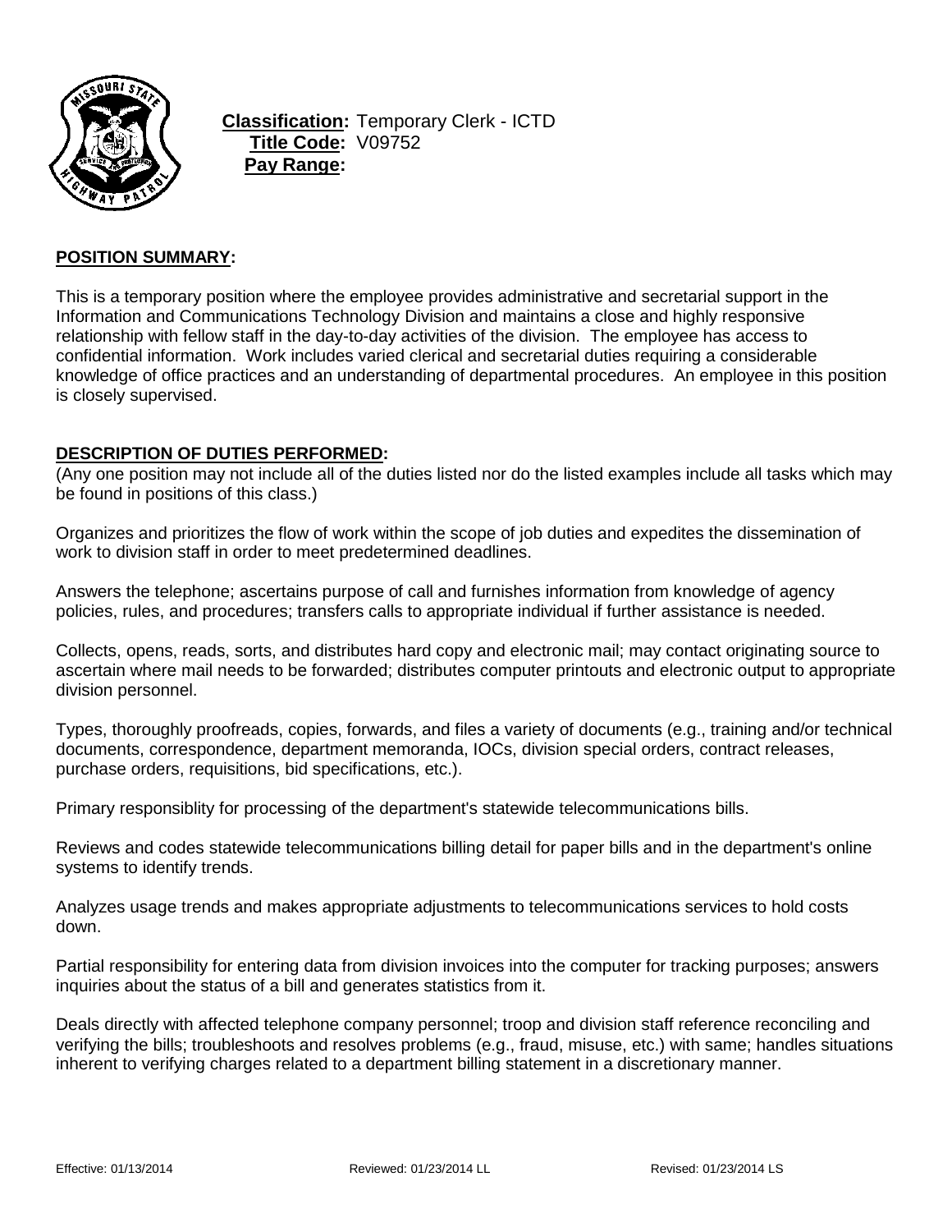**Classification:** Temporary Clerk - ICTD
**Title Code:** V09752
**Pay Range:**

## POSITION SUMMARY:

This is a temporary position where the employee provides administrative and secretarial support in the Information and Communications Technology Division and maintains a close and highly responsive relationship with fellow staff in the day-to-day activities of the division. The employee has access to confidential information. Work includes varied clerical and secretarial duties requiring a considerable knowledge of office practices and an understanding of departmental procedures. An employee in this position is closely supervised.

## DESCRIPTION OF DUTIES PERFORMED:

(Any one position may not include all of the duties listed nor do the listed examples include all tasks which may be found in positions of this class.)

Organizes and prioritizes the flow of work within the scope of job duties and expedites the dissemination of work to division staff in order to meet predetermined deadlines.

Answers the telephone; ascertains purpose of call and furnishes information from knowledge of agency policies, rules, and procedures; transfers calls to appropriate individual if further assistance is needed.

Collects, opens, reads, sorts, and distributes hard copy and electronic mail; may contact originating source to ascertain where mail needs to be forwarded; distributes computer printouts and electronic output to appropriate division personnel.

Types, thoroughly proofreads, copies, forwards, and files a variety of documents (e.g., training and/or technical documents, correspondence, department memoranda, IOCs, division special orders, contract releases, purchase orders, requisitions, bid specifications, etc.).

Primary responsiblity for processing of the department's statewide telecommunications bills.

Reviews and codes statewide telecommunications billing detail for paper bills and in the department's online systems to identify trends.

Analyzes usage trends and makes appropriate adjustments to telecommunications services to hold costs down.

Partial responsibility for entering data from division invoices into the computer for tracking purposes; answers inquiries about the status of a bill and generates statistics from it.

Deals directly with affected telephone company personnel; troop and division staff reference reconciling and verifying the bills; troubleshoots and resolves problems (e.g., fraud, misuse, etc.) with same; handles situations inherent to verifying charges related to a department billing statement in a discretionary manner.

Effective: 01/13/2014 Reviewed: 01/23/2014 LL Revised: 01/23/2014 LS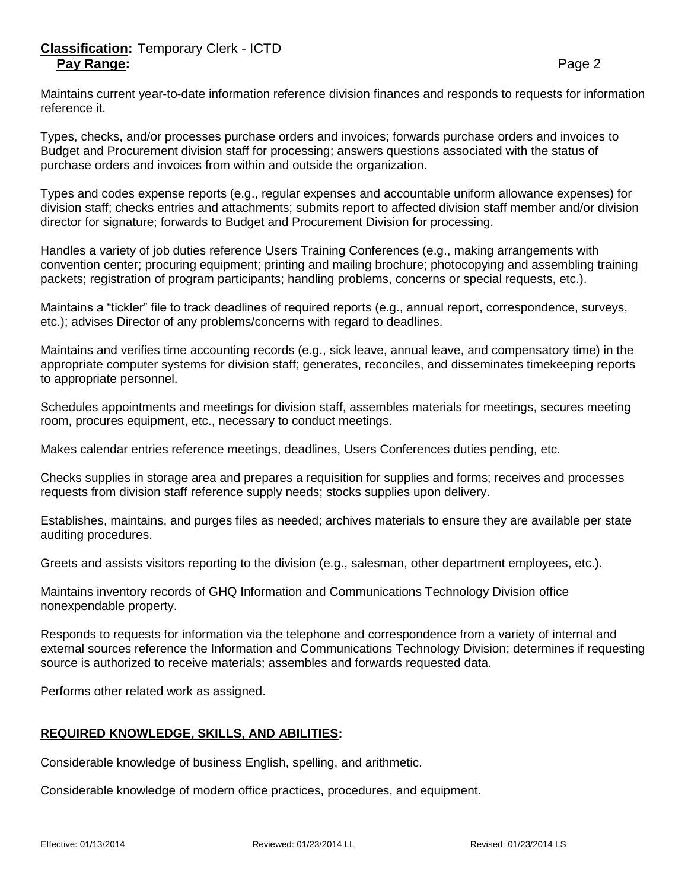Maintains current year-to-date information reference division finances and responds to requests for information reference it.

Types, checks, and/or processes purchase orders and invoices; forwards purchase orders and invoices to Budget and Procurement division staff for processing; answers questions associated with the status of purchase orders and invoices from within and outside the organization.

Types and codes expense reports (e.g., regular expenses and accountable uniform allowance expenses) for division staff; checks entries and attachments; submits report to affected division staff member and/or division director for signature; forwards to Budget and Procurement Division for processing.

Handles a variety of job duties reference Users Training Conferences (e.g., making arrangements with convention center; procuring equipment; printing and mailing brochure; photocopying and assembling training packets; registration of program participants; handling problems, concerns or special requests, etc.).

Maintains a "tickler" file to track deadlines of required reports (e.g., annual report, correspondence, surveys, etc.); advises Director of any problems/concerns with regard to deadlines.

Maintains and verifies time accounting records (e.g., sick leave, annual leave, and compensatory time) in the appropriate computer systems for division staff; generates, reconciles, and disseminates timekeeping reports to appropriate personnel.

Schedules appointments and meetings for division staff, assembles materials for meetings, secures meeting room, procures equipment, etc., necessary to conduct meetings.

Makes calendar entries reference meetings, deadlines, Users Conferences duties pending, etc.

Checks supplies in storage area and prepares a requisition for supplies and forms; receives and processes requests from division staff reference supply needs; stocks supplies upon delivery.

Establishes, maintains, and purges files as needed; archives materials to ensure they are available per state auditing procedures.

Greets and assists visitors reporting to the division (e.g., salesman, other department employees, etc.).

Maintains inventory records of GHQ Information and Communications Technology Division office nonexpendable property.

Responds to requests for information via the telephone and correspondence from a variety of internal and external sources reference the Information and Communications Technology Division; determines if requesting source is authorized to receive materials; assembles and forwards requested data.

Performs other related work as assigned.

## REQUIRED KNOWLEDGE, SKILLS, AND ABILITIES:

Considerable knowledge of business English, spelling, and arithmetic.

Considerable knowledge of modern office practices, procedures, and equipment.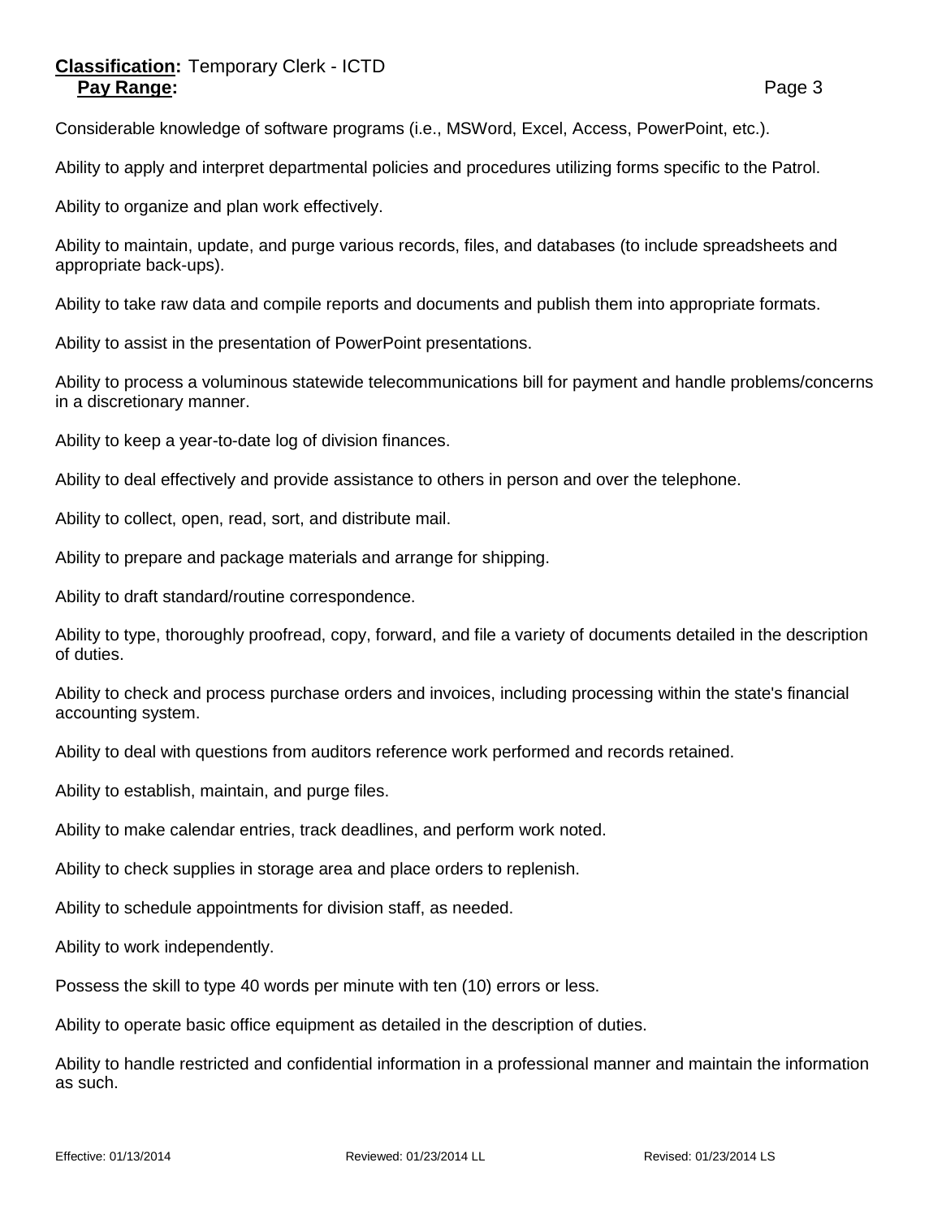Considerable knowledge of software programs (i.e., MSWord, Excel, Access, PowerPoint, etc.).

Ability to apply and interpret departmental policies and procedures utilizing forms specific to the Patrol.

Ability to organize and plan work effectively.

Ability to maintain, update, and purge various records, files, and databases (to include spreadsheets and appropriate back-ups).

Ability to take raw data and compile reports and documents and publish them into appropriate formats.

Ability to assist in the presentation of PowerPoint presentations.

Ability to process a voluminous statewide telecommunications bill for payment and handle problems/concerns in a discretionary manner.

Ability to keep a year-to-date log of division finances.

Ability to deal effectively and provide assistance to others in person and over the telephone.

Ability to collect, open, read, sort, and distribute mail.

Ability to prepare and package materials and arrange for shipping.

Ability to draft standard/routine correspondence.

Ability to type, thoroughly proofread, copy, forward, and file a variety of documents detailed in the description of duties.

Ability to check and process purchase orders and invoices, including processing within the state's financial accounting system.

Ability to deal with questions from auditors reference work performed and records retained.

Ability to establish, maintain, and purge files.

Ability to make calendar entries, track deadlines, and perform work noted.

Ability to check supplies in storage area and place orders to replenish.

Ability to schedule appointments for division staff, as needed.

Ability to work independently.

Possess the skill to type 40 words per minute with ten (10) errors or less.

Ability to operate basic office equipment as detailed in the description of duties.

Ability to handle restricted and confidential information in a professional manner and maintain the information as such.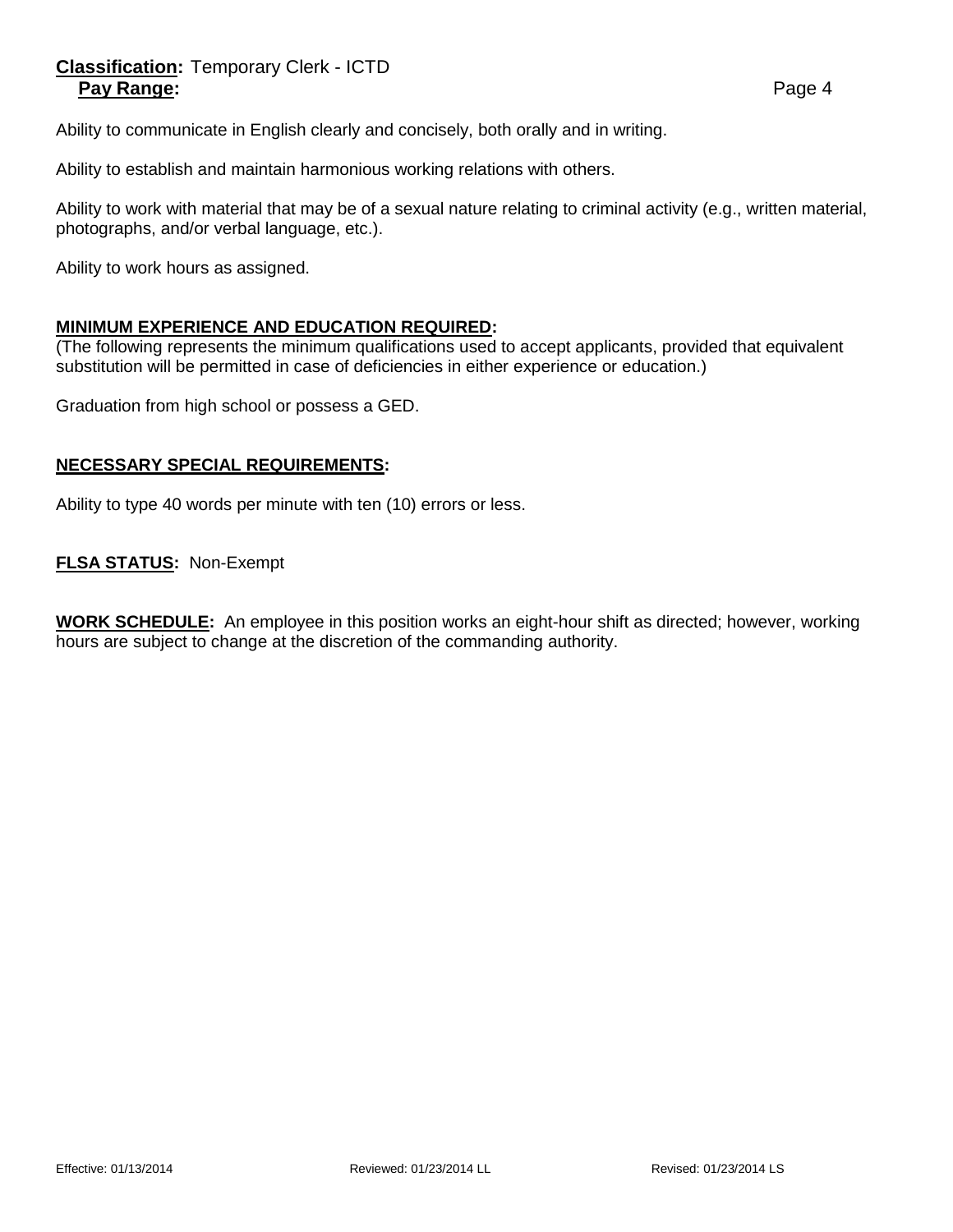Ability to communicate in English clearly and concisely, both orally and in writing.

Ability to establish and maintain harmonious working relations with others.

Ability to work with material that may be of a sexual nature relating to criminal activity (e.g., written material, photographs, and/or verbal language, etc.).

Ability to work hours as assigned.

**MINIMUM EXPERIENCE AND EDUCATION REQUIRED:**

(The following represents the minimum qualifications used to accept applicants, provided that equivalent substitution will be permitted in case of deficiencies in either experience or education.)

Graduation from high school or possess a GED.

**NECESSARY SPECIAL REQUIREMENTS:**

Ability to type 40 words per minute with ten (10) errors or less.

**FLSA STATUS:** Non-Exempt

**WORK SCHEDULE:** An employee in this position works an eight-hour shift as directed; however, working hours are subject to change at the discretion of the commanding authority.

Effective: 01/13/2014 Reviewed: 01/23/2014 LL Revised: 01/23/2014 LS